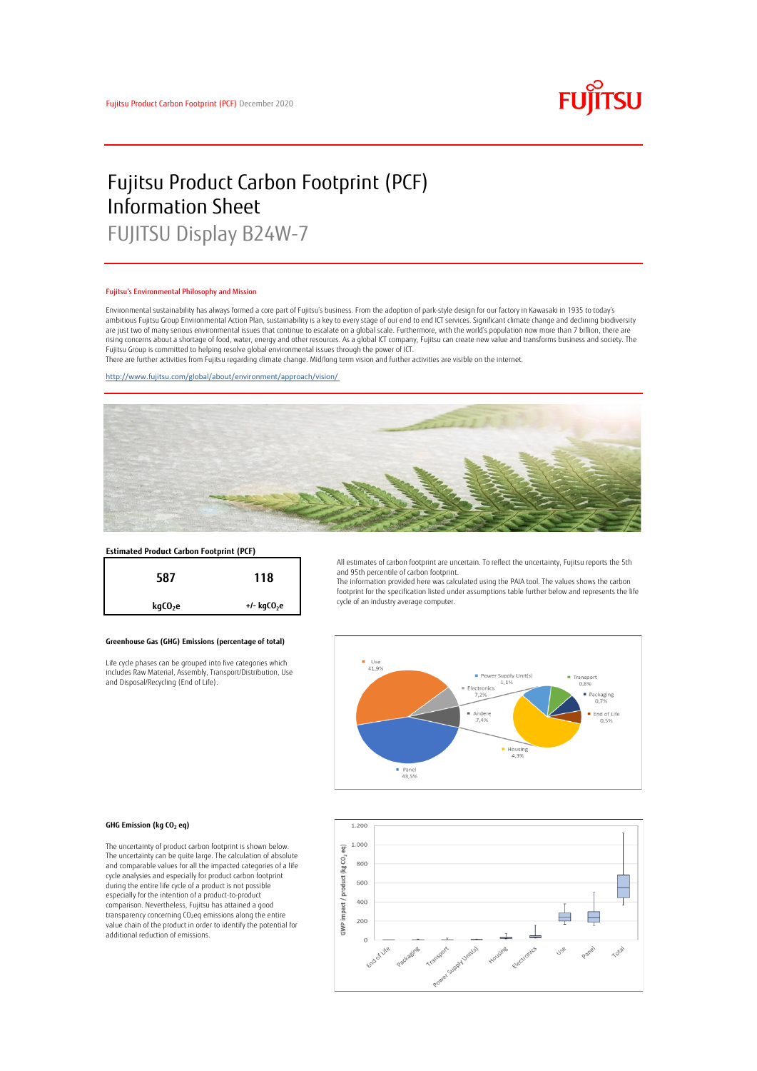Fujitsu Product Carbon Footprint (PCF) December 2020

# Fujitsu Product Carbon Footprint (PCF) Information Sheet

## FUJITSU Display B24W-7

### Fujitsu's Environmental Philosophy and Mission

Environmental sustainability has always formed a core part of Fujitsu's business. From the adoption of park-style design for our factory in Kawasaki in 1935 to today's ambitious Fujitsu Group Environmental Action Plan, sustainability is a key to every stage of our end to end ICT services. Significant climate change and declining biodiversity are just two of many serious environmental issues that continue to escalate on a global scale. Furthermore, with the world's population now more than 7 billion, there are rising concerns about a shortage of food, water, energy and other resources. As a global ICT company, Fujitsu can create new value and transforms business and society. The Fujitsu Group is committed to helping resolve global environmental issues through the power of ICT.
There are further activities from Fujitsu regarding climate change. Mid/long term vision and further activities are visible on the internet.

http://www.fujitsu.com/global/about/environment/approach/vision/

### Estimated Product Carbon Footprint (PCF)

| 587 | 118 |
|---|---|
| $kgCO_2e$ | +/- $kgCO_2e$ |

All estimates of carbon footprint are uncertain. To reflect the uncertainty, Fujitsu reports the 5th and 95th percentile of carbon footprint.
The information provided here was calculated using the PAIA tool. The values shows the carbon footprint for the specification listed under assumptions table further below and represents the life cycle of an industry average computer.

### Greenhouse Gas (GHG) Emissions (percentage of total)

Life cycle phases can be grouped into five categories which includes Raw Material, Assembly, Transport/Distribution, Use and Disposal/Recycling (End of Life).

Use 41,9%; Panel 43,5%; Electronics 7,2%; Andere 7,4%; Power Supply Unit(s) 1,1%; Transport 0,8%; Packaging 0,7%; End of Life 0,5%; Housing 4,3%

### GHG Emission (kg $CO_2$ eq)

The uncertainty of product carbon footprint is shown below. The uncertainty can be quite large. The calculation of absolute and comparable values for all the impacted categories of a life cycle analysies and especially for product carbon footprint during the entire life cycle of a product is not possible especially for the intention of a product-to-product comparison. Nevertheless, Fujitsu has attained a good transparency concerning $CO_2$eq emissions along the entire value chain of the product in order to identify the potential for additional reduction of emissions.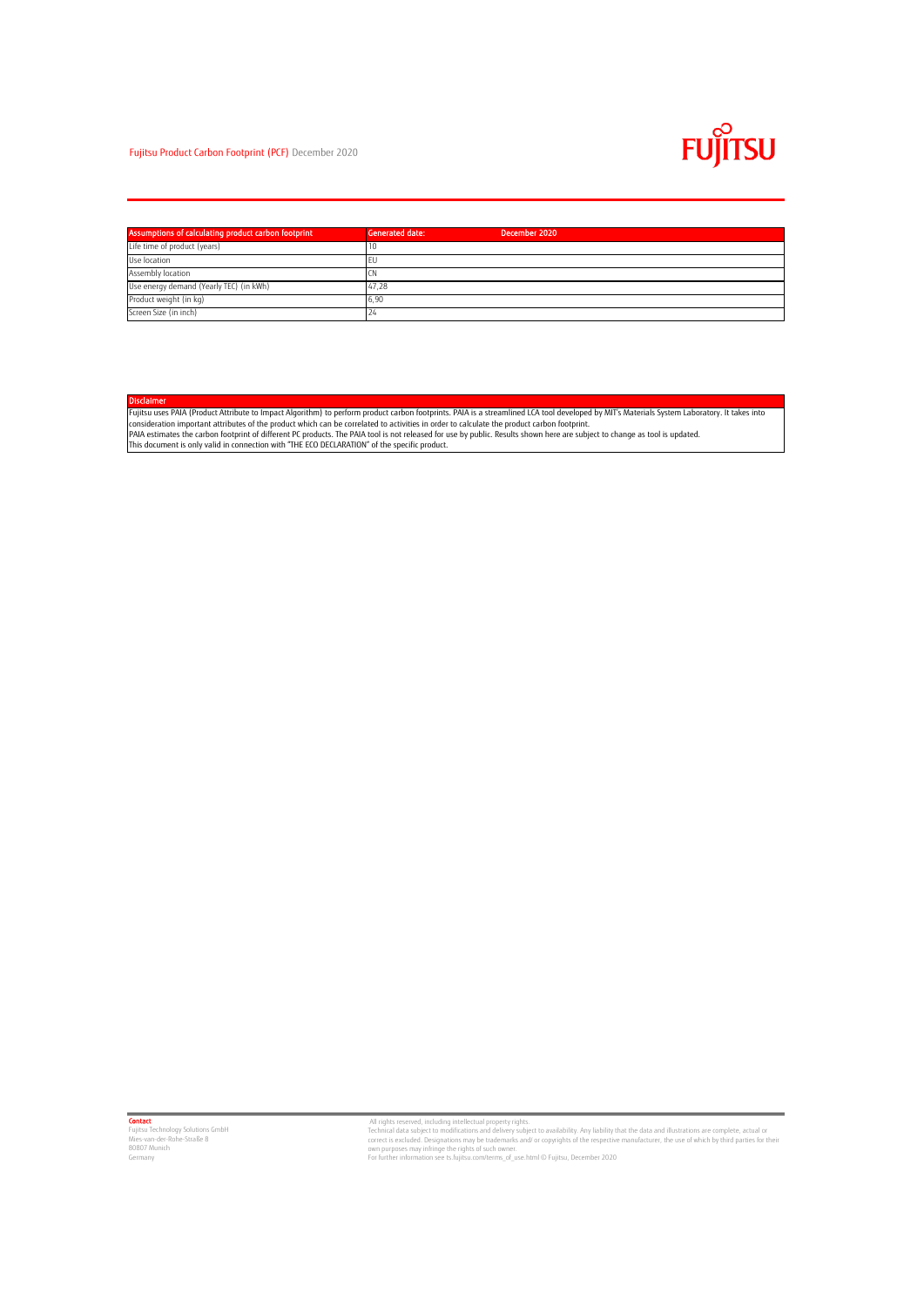Fujitsu Product Carbon Footprint (PCF) December 2020

| Assumptions of calculating product carbon footprint | Generated date: December 2020 |
|---|---|
| Life time of product (years) | 10 |
| Use location | EU |
| Assembly location | CN |
| Use energy demand (Yearly TEC) (in kWh) | 47,28 |
| Product weight (in kg) | 6,90 |
| Screen Size (in inch) | 24 |

**Disclaimer**

Fujitsu uses PAIA (Product Attribute to Impact Algorithm) to perform product carbon footprints. PAIA is a streamlined LCA tool developed by MIT's Materials System Laboratory. It takes into consideration important attributes of the product which can be correlated to activities in order to calculate the product carbon footprint.
PAIA estimates the carbon footprint of different PC products. The PAIA tool is not released for use by public. Results shown here are subject to change as tool is updated.
This document is only valid in connection with "THE ECO DECLARATION" of the specific product.

**Contact**
Fujitsu Technology Solutions GmbH
Mies-van-der-Rohe-Straße 8
80807 Munich
Germany

All rights reserved, including intellectual property rights.
Technical data subject to modifications and delivery subject to availability. Any liability that the data and illustrations are complete, actual or correct is excluded. Designations may be trademarks and/ or copyrights of the respective manufacturer, the use of which by third parties for their own purposes may infringe the rights of such owner.
For further information see ts.fujitsu.com/terms_of_use.html © Fujitsu, December 2020